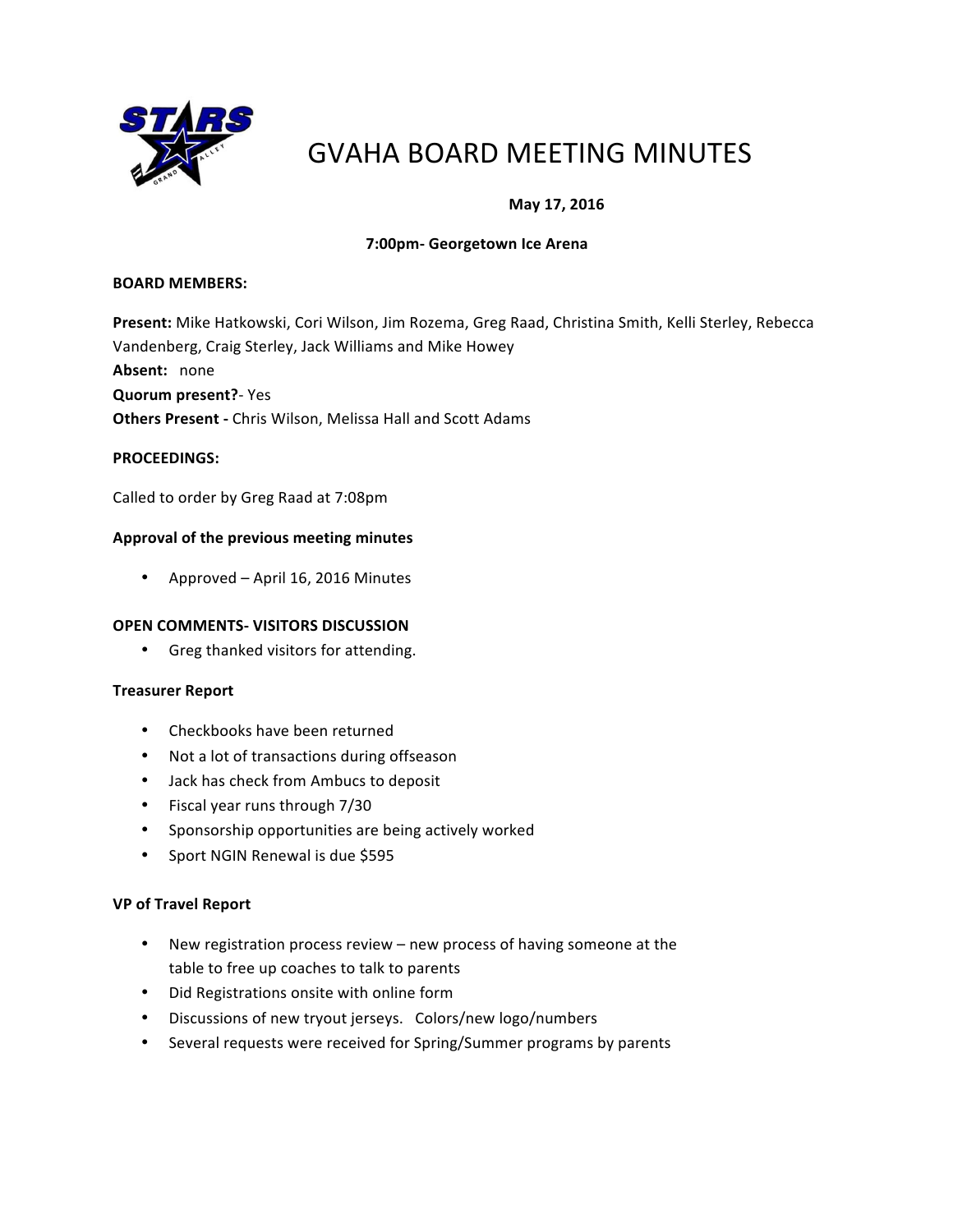# GVAHA BOARD MEETING MINUTES

**May 17, 2016**

**7:00pm- Georgetown Ice Arena**

**BOARD MEMBERS:**

**Present:** Mike Hatkowski, Cori Wilson, Jim Rozema, Greg Raad, Christina Smith, Kelli Sterley, Rebecca Vandenberg, Craig Sterley, Jack Williams and Mike Howey
**Absent:** none
**Quorum present?**- Yes
**Others Present -** Chris Wilson, Melissa Hall and Scott Adams

**PROCEEDINGS:**

Called to order by Greg Raad at 7:08pm

**Approval of the previous meeting minutes**

- Approved – April 16, 2016 Minutes

**OPEN COMMENTS- VISITORS DISCUSSION**

- Greg thanked visitors for attending.

**Treasurer Report**

- Checkbooks have been returned
- Not a lot of transactions during offseason
- Jack has check from Ambucs to deposit
- Fiscal year runs through 7/30
- Sponsorship opportunities are being actively worked
- Sport NGIN Renewal is due $595

**VP of Travel Report**

- New registration process review – new process of having someone at the table to free up coaches to talk to parents
- Did Registrations onsite with online form
- Discussions of new tryout jerseys. Colors/new logo/numbers
- Several requests were received for Spring/Summer programs by parents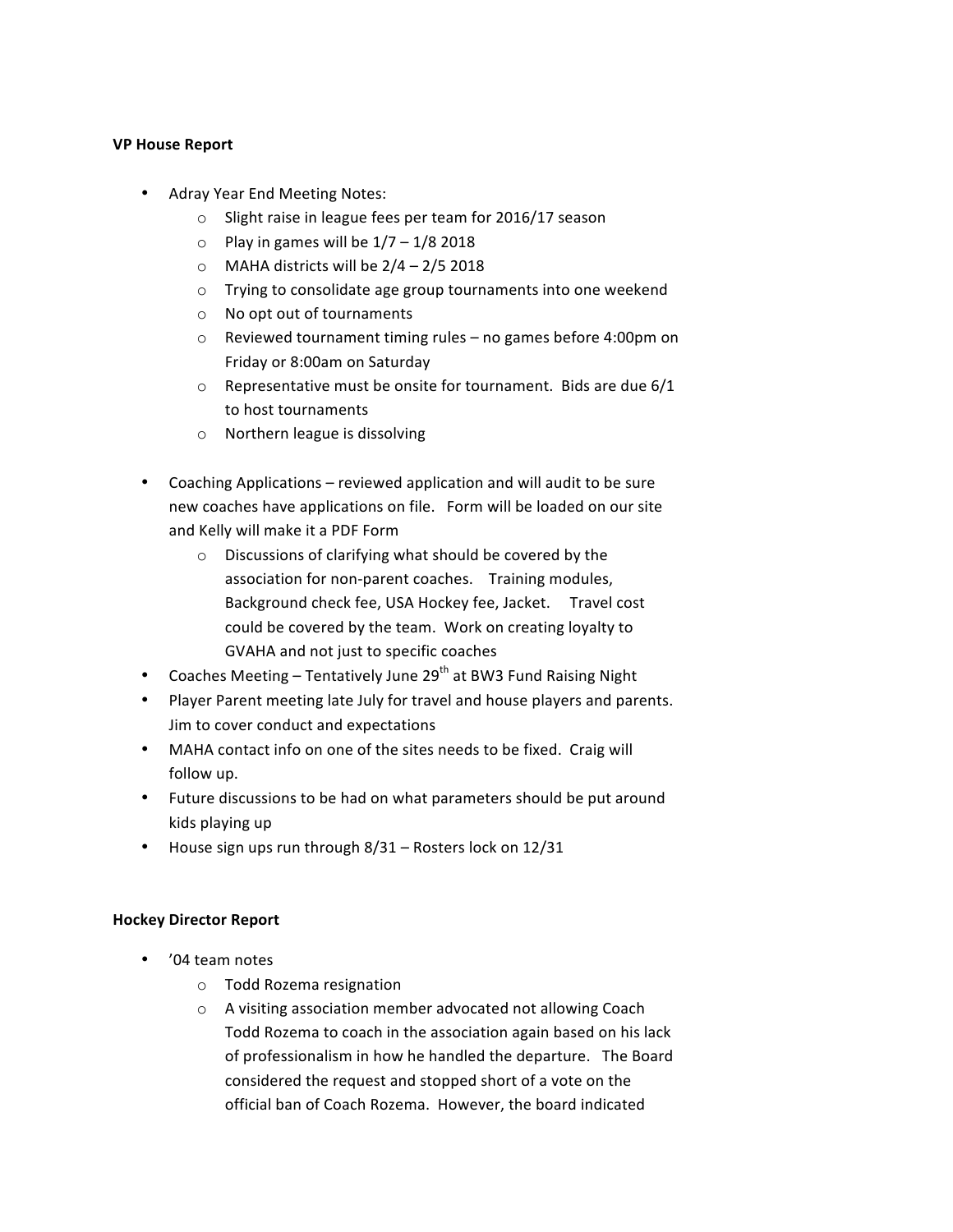**VP House Report**

- Adray Year End Meeting Notes:
    - Slight raise in league fees per team for 2016/17 season
    - Play in games will be 1/7 – 1/8 2018
    - MAHA districts will be 2/4 – 2/5 2018
    - Trying to consolidate age group tournaments into one weekend
    - No opt out of tournaments
    - Reviewed tournament timing rules – no games before 4:00pm on Friday or 8:00am on Saturday
    - Representative must be onsite for tournament. Bids are due 6/1 to host tournaments
    - Northern league is dissolving

- Coaching Applications – reviewed application and will audit to be sure new coaches have applications on file. Form will be loaded on our site and Kelly will make it a PDF Form
    - Discussions of clarifying what should be covered by the association for non-parent coaches. Training modules, Background check fee, USA Hockey fee, Jacket. Travel cost could be covered by the team. Work on creating loyalty to GVAHA and not just to specific coaches
- Coaches Meeting – Tentatively June 29th at BW3 Fund Raising Night
- Player Parent meeting late July for travel and house players and parents. Jim to cover conduct and expectations
- MAHA contact info on one of the sites needs to be fixed. Craig will follow up.
- Future discussions to be had on what parameters should be put around kids playing up
- House sign ups run through 8/31 – Rosters lock on 12/31

**Hockey Director Report**

- '04 team notes
    - Todd Rozema resignation
    - A visiting association member advocated not allowing Coach Todd Rozema to coach in the association again based on his lack of professionalism in how he handled the departure. The Board considered the request and stopped short of a vote on the official ban of Coach Rozema. However, the board indicated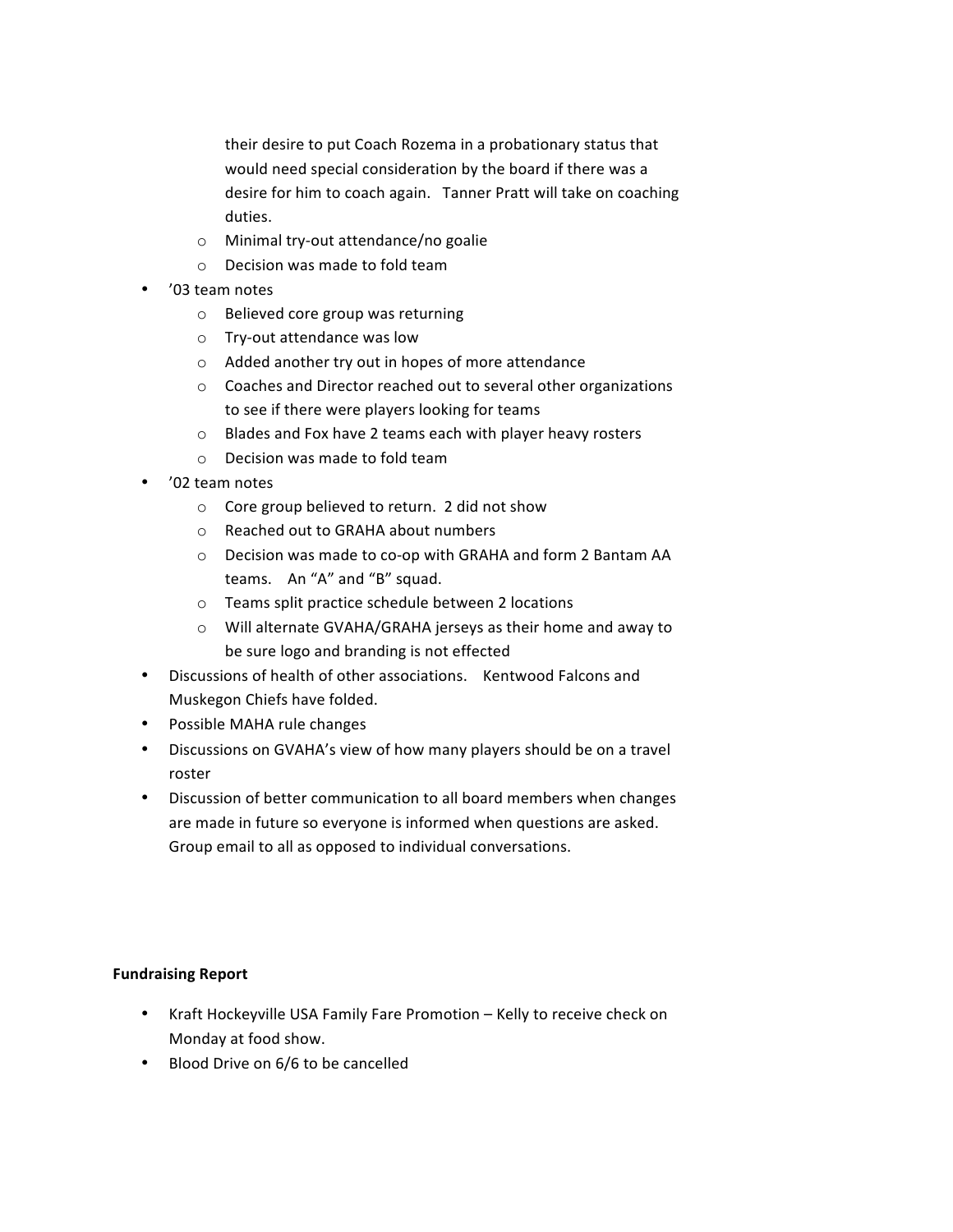their desire to put Coach Rozema in a probationary status that would need special consideration by the board if there was a desire for him to coach again. Tanner Pratt will take on coaching duties.
    - Minimal try-out attendance/no goalie
    - Decision was made to fold team
- ’03 team notes
    - Believed core group was returning
    - Try-out attendance was low
    - Added another try out in hopes of more attendance
    - Coaches and Director reached out to several other organizations to see if there were players looking for teams
    - Blades and Fox have 2 teams each with player heavy rosters
    - Decision was made to fold team
- ’02 team notes
    - Core group believed to return. 2 did not show
    - Reached out to GRAHA about numbers
    - Decision was made to co-op with GRAHA and form 2 Bantam AA teams. An “A” and “B” squad.
    - Teams split practice schedule between 2 locations
    - Will alternate GVAHA/GRAHA jerseys as their home and away to be sure logo and branding is not effected
- Discussions of health of other associations. Kentwood Falcons and Muskegon Chiefs have folded.
- Possible MAHA rule changes
- Discussions on GVAHA’s view of how many players should be on a travel roster
- Discussion of better communication to all board members when changes are made in future so everyone is informed when questions are asked. Group email to all as opposed to individual conversations.

**Fundraising Report**

- Kraft Hockeyville USA Family Fare Promotion – Kelly to receive check on Monday at food show.
- Blood Drive on 6/6 to be cancelled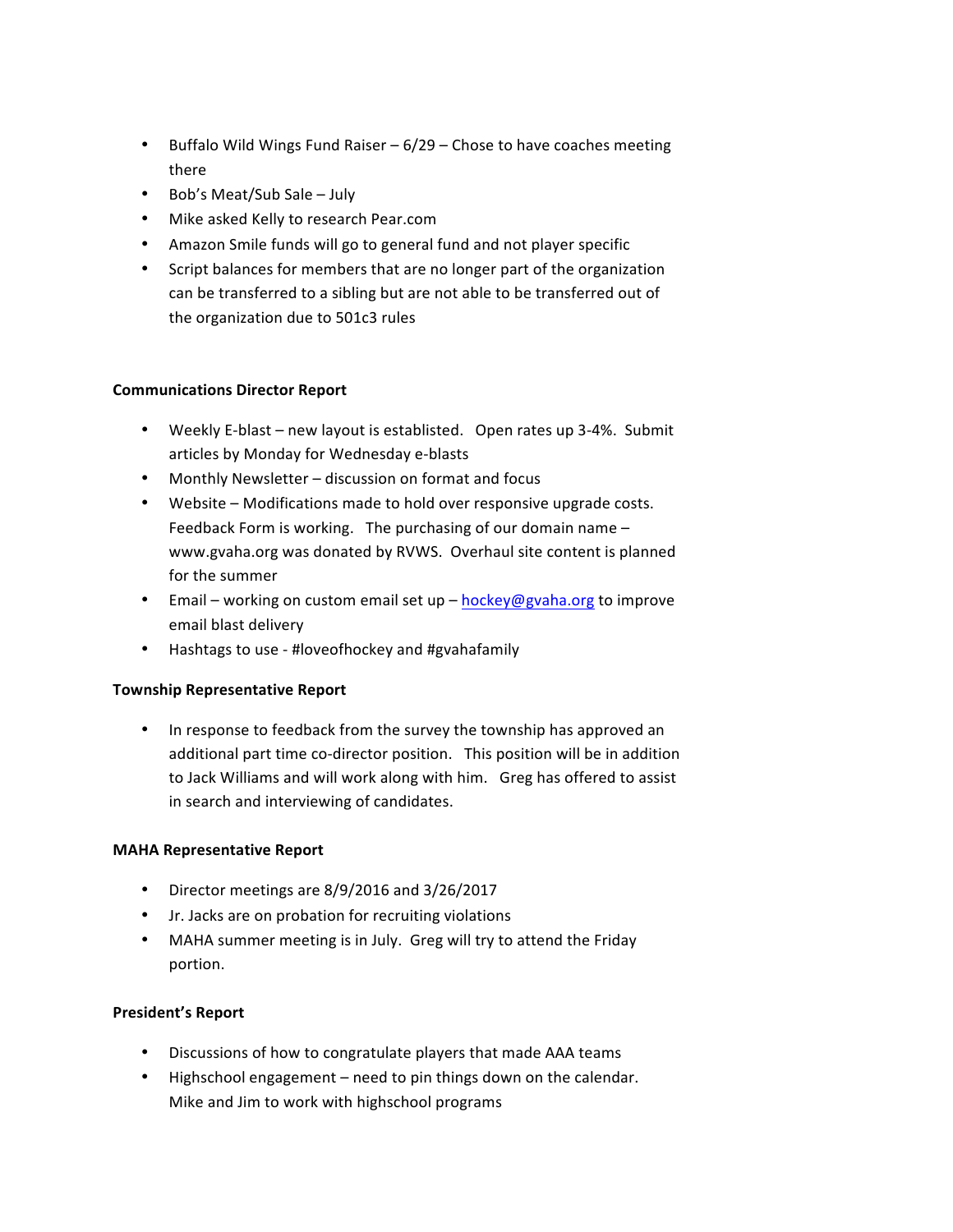- Buffalo Wild Wings Fund Raiser – 6/29 – Chose to have coaches meeting there
- Bob's Meat/Sub Sale – July
- Mike asked Kelly to research Pear.com
- Amazon Smile funds will go to general fund and not player specific
- Script balances for members that are no longer part of the organization can be transferred to a sibling but are not able to be transferred out of the organization due to 501c3 rules

**Communications Director Report**

- Weekly E-blast – new layout is establisted. Open rates up 3-4%. Submit articles by Monday for Wednesday e-blasts
- Monthly Newsletter – discussion on format and focus
- Website – Modifications made to hold over responsive upgrade costs. Feedback Form is working. The purchasing of our domain name – www.gvaha.org was donated by RVWS. Overhaul site content is planned for the summer
- Email – working on custom email set up – hockey@gvaha.org to improve email blast delivery
- Hashtags to use - #loveofhockey and #gvahafamily

**Township Representative Report**

- In response to feedback from the survey the township has approved an additional part time co-director position. This position will be in addition to Jack Williams and will work along with him. Greg has offered to assist in search and interviewing of candidates.

**MAHA Representative Report**

- Director meetings are 8/9/2016 and 3/26/2017
- Jr. Jacks are on probation for recruiting violations
- MAHA summer meeting is in July. Greg will try to attend the Friday portion.

**President's Report**

- Discussions of how to congratulate players that made AAA teams
- Highschool engagement – need to pin things down on the calendar. Mike and Jim to work with highschool programs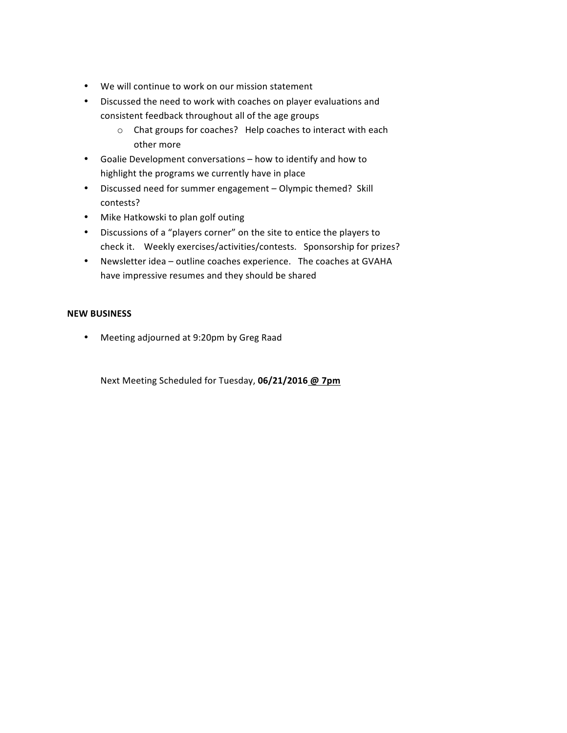- We will continue to work on our mission statement
- Discussed the need to work with coaches on player evaluations and consistent feedback throughout all of the age groups
    - Chat groups for coaches? Help coaches to interact with each other more
- Goalie Development conversations – how to identify and how to highlight the programs we currently have in place
- Discussed need for summer engagement – Olympic themed? Skill contests?
- Mike Hatkowski to plan golf outing
- Discussions of a "players corner" on the site to entice the players to check it. Weekly exercises/activities/contests. Sponsorship for prizes?
- Newsletter idea – outline coaches experience. The coaches at GVAHA have impressive resumes and they should be shared

**NEW BUSINESS**

- Meeting adjourned at 9:20pm by Greg Raad

Next Meeting Scheduled for Tuesday, **06/21/2016 @ 7pm**